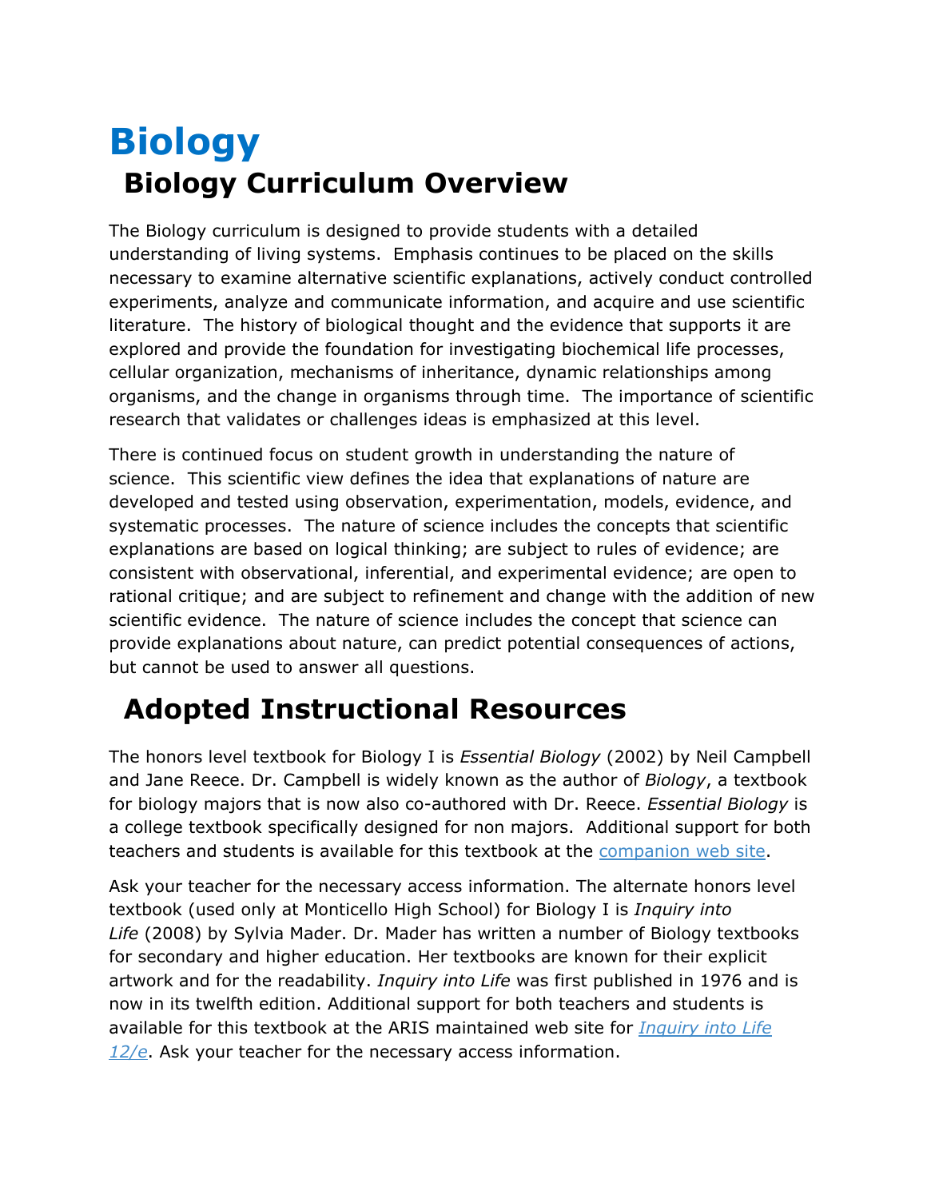# Biology

## Biology Curriculum Overview

The Biology curriculum is designed to provide students with a detailed understanding of living systems. Emphasis continues to be placed on the skills necessary to examine alternative scientific explanations, actively conduct controlled experiments, analyze and communicate information, and acquire and use scientific literature. The history of biological thought and the evidence that supports it are explored and provide the foundation for investigating biochemical life processes, cellular organization, mechanisms of inheritance, dynamic relationships among organisms, and the change in organisms through time. The importance of scientific research that validates or challenges ideas is emphasized at this level.

There is continued focus on student growth in understanding the nature of science. This scientific view defines the idea that explanations of nature are developed and tested using observation, experimentation, models, evidence, and systematic processes. The nature of science includes the concepts that scientific explanations are based on logical thinking; are subject to rules of evidence; are consistent with observational, inferential, and experimental evidence; are open to rational critique; and are subject to refinement and change with the addition of new scientific evidence. The nature of science includes the concept that science can provide explanations about nature, can predict potential consequences of actions, but cannot be used to answer all questions.

## Adopted Instructional Resources

The honors level textbook for Biology I is *Essential Biology* (2002) by Neil Campbell and Jane Reece. Dr. Campbell is widely known as the author of *Biology*, a textbook for biology majors that is now also co-authored with Dr. Reece. *Essential Biology* is a college textbook specifically designed for non majors. Additional support for both teachers and students is available for this textbook at the [companion web site](#).

Ask your teacher for the necessary access information. The alternate honors level textbook (used only at Monticello High School) for Biology I is *Inquiry into Life* (2008) by Sylvia Mader. Dr. Mader has written a number of Biology textbooks for secondary and higher education. Her textbooks are known for their explicit artwork and for the readability. *Inquiry into Life* was first published in 1976 and is now in its twelfth edition. Additional support for both teachers and students is available for this textbook at the ARIS maintained web site for [*Inquiry into Life 12/e*](#). Ask your teacher for the necessary access information.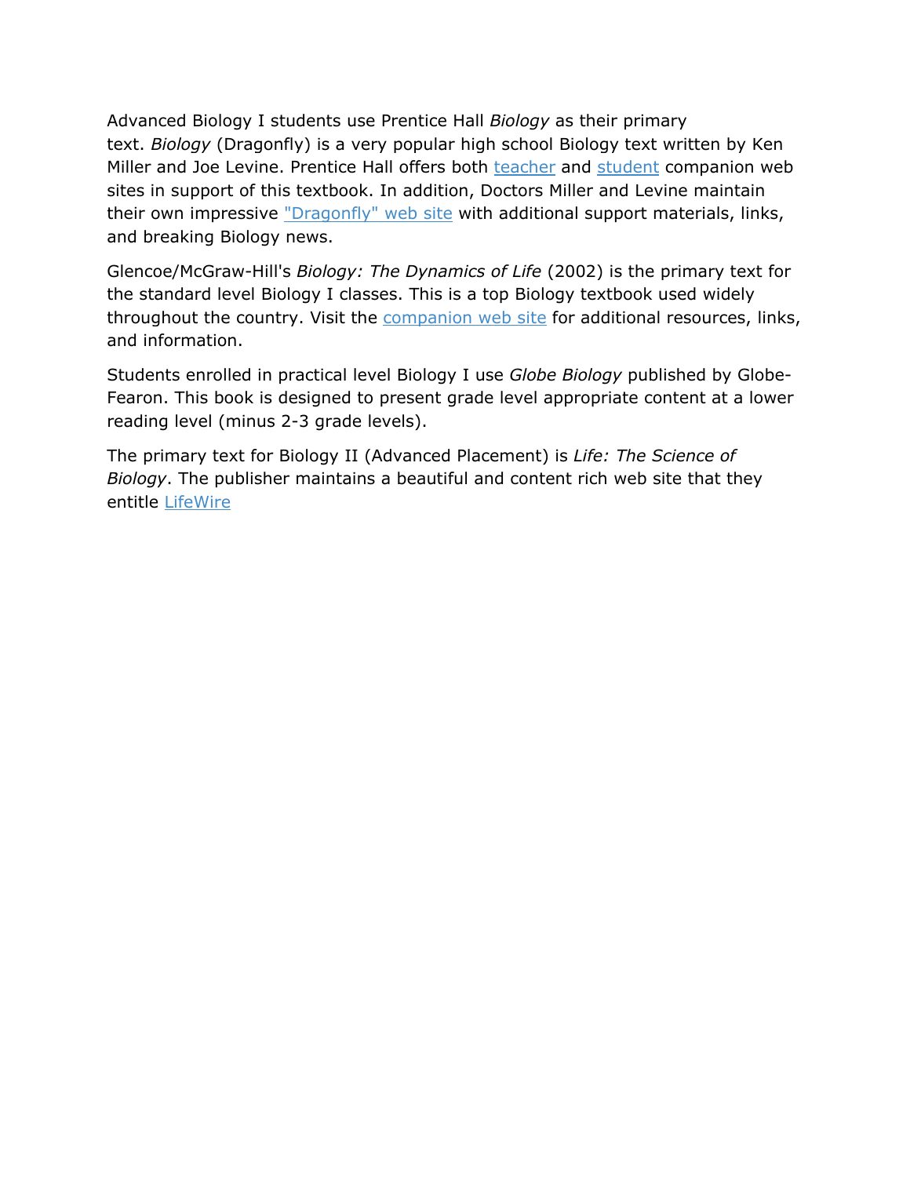Advanced Biology I students use Prentice Hall *Biology* as their primary text. *Biology* (Dragonfly) is a very popular high school Biology text written by Ken Miller and Joe Levine. Prentice Hall offers both teacher and student companion web sites in support of this textbook. In addition, Doctors Miller and Levine maintain their own impressive "Dragonfly" web site with additional support materials, links, and breaking Biology news.

Glencoe/McGraw-Hill's *Biology: The Dynamics of Life* (2002) is the primary text for the standard level Biology I classes. This is a top Biology textbook used widely throughout the country. Visit the companion web site for additional resources, links, and information.

Students enrolled in practical level Biology I use *Globe Biology* published by Globe-Fearon. This book is designed to present grade level appropriate content at a lower reading level (minus 2-3 grade levels).

The primary text for Biology II (Advanced Placement) is *Life: The Science of Biology*. The publisher maintains a beautiful and content rich web site that they entitle LifeWire